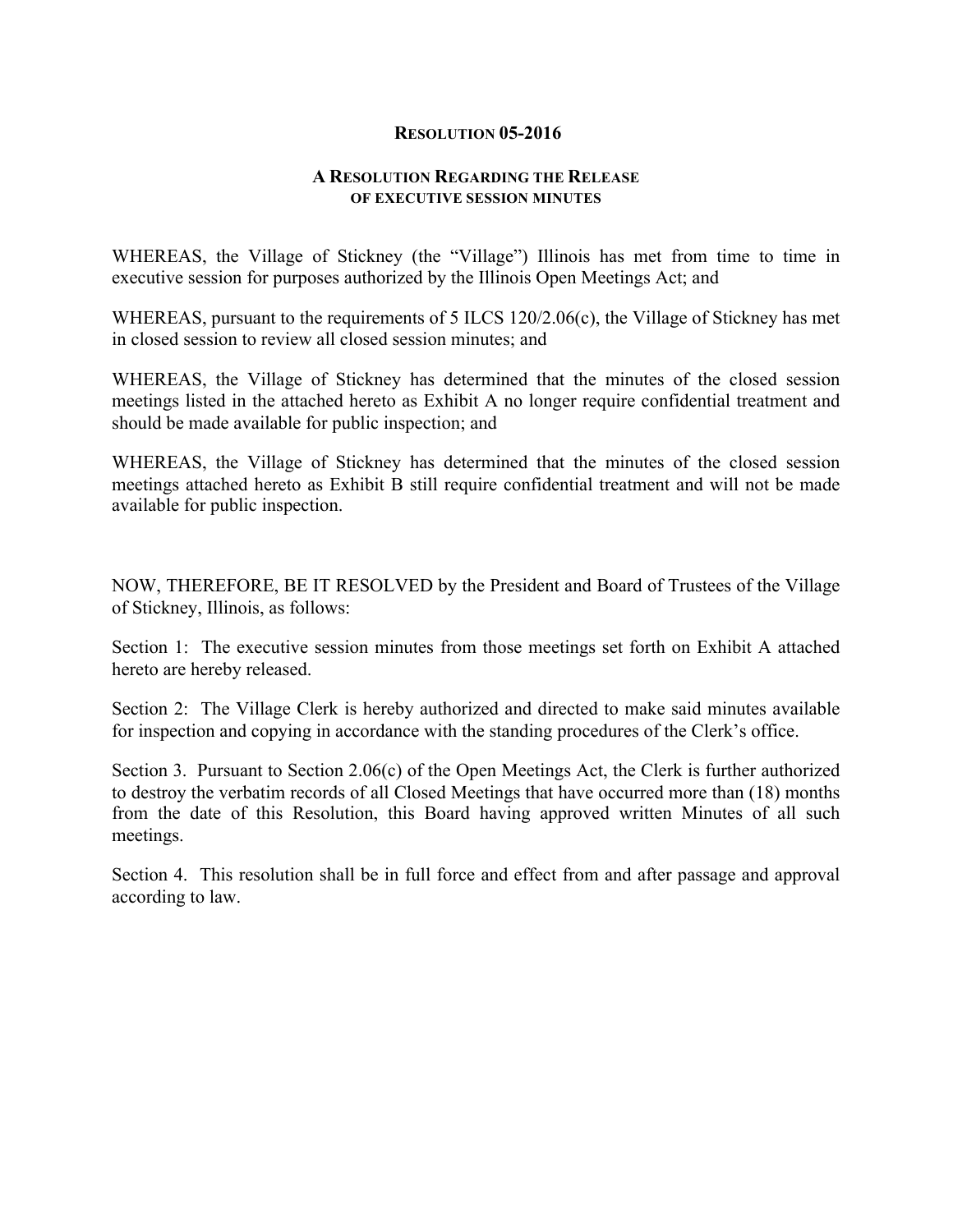# RESOLUTION 05-2016

## A RESOLUTION REGARDING THE RELEASE OF EXECUTIVE SESSION MINUTES

WHEREAS, the Village of Stickney (the "Village") Illinois has met from time to time in executive session for purposes authorized by the Illinois Open Meetings Act; and

WHEREAS, pursuant to the requirements of 5 ILCS 120/2.06(c), the Village of Stickney has met in closed session to review all closed session minutes; and

WHEREAS, the Village of Stickney has determined that the minutes of the closed session meetings listed in the attached hereto as Exhibit A no longer require confidential treatment and should be made available for public inspection; and

WHEREAS, the Village of Stickney has determined that the minutes of the closed session meetings attached hereto as Exhibit B still require confidential treatment and will not be made available for public inspection.

NOW, THEREFORE, BE IT RESOLVED by the President and Board of Trustees of the Village of Stickney, Illinois, as follows:

Section 1: The executive session minutes from those meetings set forth on Exhibit A attached hereto are hereby released.

Section 2: The Village Clerk is hereby authorized and directed to make said minutes available for inspection and copying in accordance with the standing procedures of the Clerk's office.

Section 3. Pursuant to Section 2.06(c) of the Open Meetings Act, the Clerk is further authorized to destroy the verbatim records of all Closed Meetings that have occurred more than (18) months from the date of this Resolution, this Board having approved written Minutes of all such meetings.

Section 4. This resolution shall be in full force and effect from and after passage and approval according to law.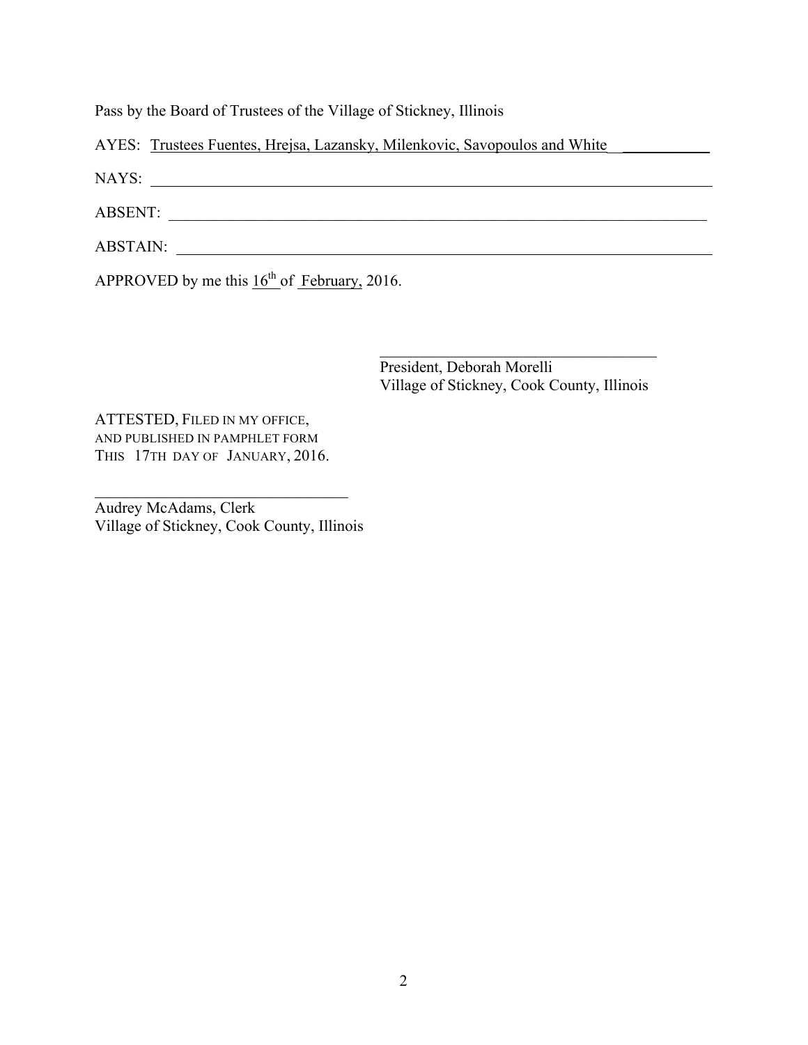Pass by the Board of Trustees of the Village of Stickney, Illinois

AYES: Trustees Fuentes, Hrejsa, Lazansky, Milenkovic, Savopoulos and White

NAYS: \_\_\_\_\_\_\_\_\_\_\_\_\_\_\_\_\_\_\_\_\_\_\_\_\_\_\_\_\_\_\_\_

ABSENT: \_\_\_\_\_\_\_\_\_\_\_\_\_\_\_\_\_\_\_\_\_\_\_\_\_\_\_\_\_\_\_\_

ABSTAIN: \_\_\_\_\_\_\_\_\_\_\_\_\_\_\_\_\_\_\_\_\_\_\_\_\_\_\_\_\_\_\_\_

APPROVED by me this 16th of February, 2016.

\_\_\_\_\_\_\_\_\_\_\_\_\_\_\_\_\_\_\_\_\_\_\_\_\_\_\_\_\_\_\_\_

President, Deborah Morelli
Village of Stickney, Cook County, Illinois

ATTESTED, FILED IN MY OFFICE,
AND PUBLISHED IN PAMPHLET FORM
THIS 17TH DAY OF JANUARY, 2016.

\_\_\_\_\_\_\_\_\_\_\_\_\_\_\_\_\_\_\_\_\_\_\_\_\_\_\_\_\_\_\_\_

Audrey McAdams, Clerk
Village of Stickney, Cook County, Illinois